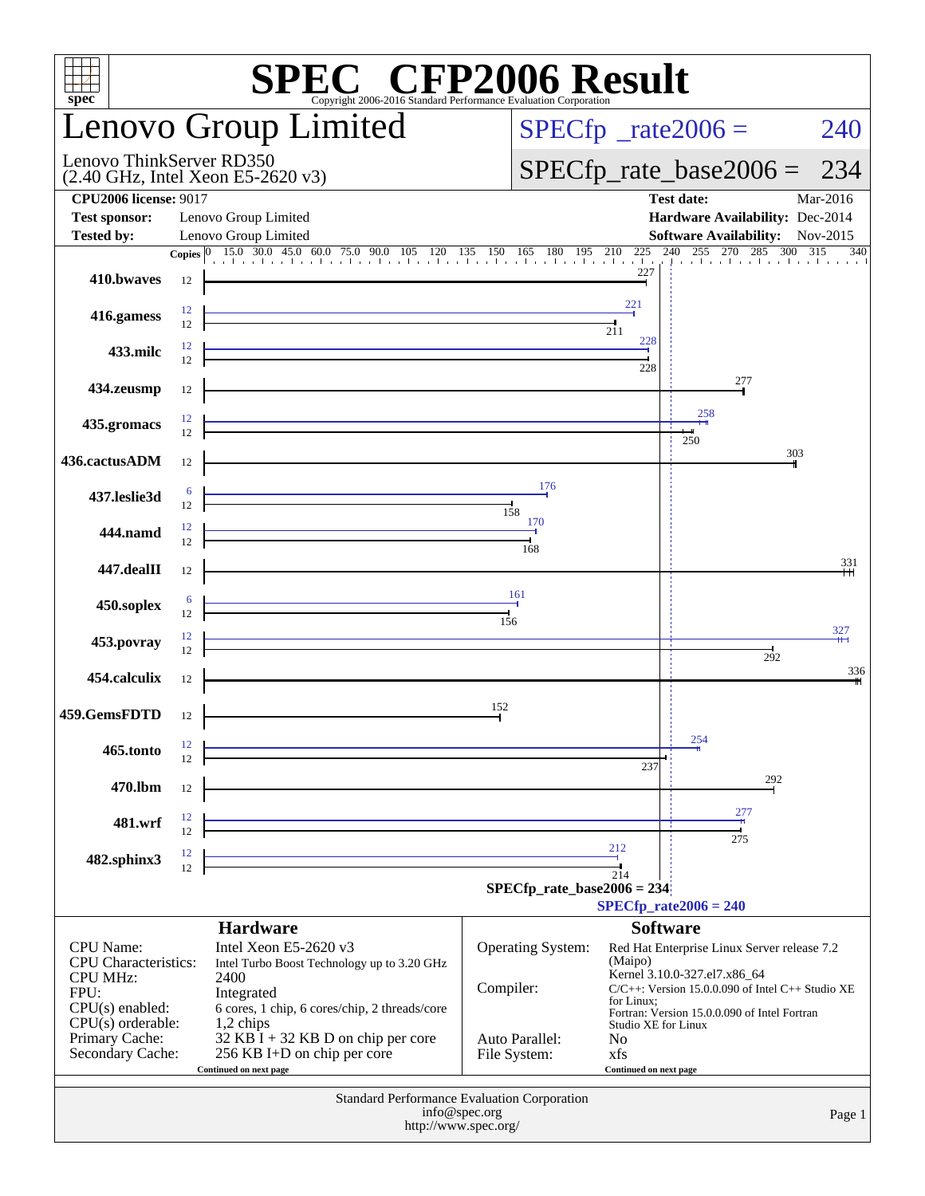# SPEC® CFP2006 Result

Copyright 2006-2016 Standard Performance Evaluation Corporation

## Lenovo Group Limited

Lenovo ThinkServer RD350
(2.40 GHz, Intel Xeon E5-2620 v3)

SPECfp_rate2006 = 240

SPECfp_rate_base2006 = 234

| | | | |
|---|---|---|---|
| **CPU2006 license:** 9017 | | **Test date:** | Mar-2016 |
| **Test sponsor:** | Lenovo Group Limited | **Hardware Availability:** | Dec-2014 |
| **Tested by:** | Lenovo Group Limited | **Software Availability:** | Nov-2015 |

| Benchmark | Copies (peak) | Peak | Copies (base) | Base |
|---|---|---|---|---|
| 410.bwaves | | | 12 | 227 |
| 416.gamess | 12 | 221 | 12 | 211 |
| 433.milc | 12 | 228 | 12 | 228 |
| 434.zeusmp | | | 12 | 277 |
| 435.gromacs | 12 | 258 | 12 | 250 |
| 436.cactusADM | | | 12 | 303 |
| 437.leslie3d | 6 | 176 | 12 | 158 |
| 444.namd | 12 | 170 | 12 | 168 |
| 447.dealII | | | 12 | 331 |
| 450.soplex | 6 | 161 | 12 | 156 |
| 453.povray | 12 | 327 | 12 | 292 |
| 454.calculix | | | 12 | 336 |
| 459.GemsFDTD | | | 12 | 152 |
| 465.tonto | 12 | 254 | 12 | 237 |
| 470.lbm | | | 12 | 292 |
| 481.wrf | 12 | 277 | 12 | 275 |
| 482.sphinx3 | 12 | 212 | 12 | 214 |

SPECfp_rate_base2006 = 234

SPECfp_rate2006 = 240

### Hardware

| | |
|---|---|
| CPU Name: | Intel Xeon E5-2620 v3 |
| CPU Characteristics: | Intel Turbo Boost Technology up to 3.20 GHz |
| CPU MHz: | 2400 |
| FPU: | Integrated |
| CPU(s) enabled: | 6 cores, 1 chip, 6 cores/chip, 2 threads/core |
| CPU(s) orderable: | 1,2 chips |
| Primary Cache: | 32 KB I + 32 KB D on chip per core |
| Secondary Cache: | 256 KB I+D on chip per core |

Continued on next page

### Software

| | |
|---|---|
| Operating System: | Red Hat Enterprise Linux Server release 7.2 (Maipo) Kernel 3.10.0-327.el7.x86_64 |
| Compiler: | C/C++: Version 15.0.0.090 of Intel C++ Studio XE for Linux; Fortran: Version 15.0.0.090 of Intel Fortran Studio XE for Linux |
| Auto Parallel: | No |
| File System: | xfs |

Continued on next page

Standard Performance Evaluation Corporation
info@spec.org
http://www.spec.org/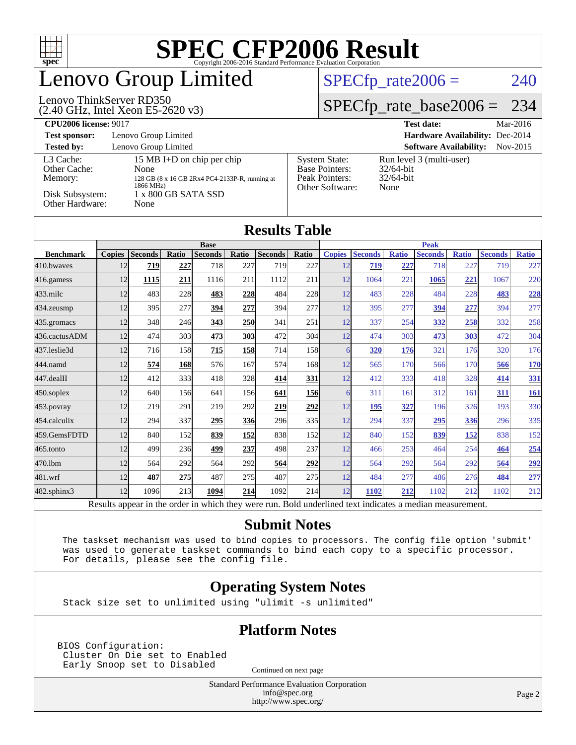# SPEC CFP2006 Result

Copyright 2006-2016 Standard Performance Evaluation Corporation

## Lenovo Group Limited

Lenovo ThinkServer RD350
(2.40 GHz, Intel Xeon E5-2620 v3)

SPECfp_rate2006 = 240

SPECfp_rate_base2006 = 234

| | | | |
|---|---|---|---|
| **CPU2006 license:** 9017 | | **Test date:** | Mar-2016 |
| **Test sponsor:** | Lenovo Group Limited | **Hardware Availability:** | Dec-2014 |
| **Tested by:** | Lenovo Group Limited | **Software Availability:** | Nov-2015 |

| | |
|---|---|
| L3 Cache: | 15 MB I+D on chip per chip |
| Other Cache: | None |
| Memory: | 128 GB (8 x 16 GB 2Rx4 PC4-2133P-R, running at 1866 MHz) |
| Disk Subsystem: | 1 x 800 GB SATA SSD |
| Other Hardware: | None |

| | |
|---|---|
| System State: | Run level 3 (multi-user) |
| Base Pointers: | 32/64-bit |
| Peak Pointers: | 32/64-bit |
| Other Software: | None |

## Results Table

| | Base | | | | | | | Peak | | | | | | |
|---|---|---|---|---|---|---|---|---|---|---|---|---|---|---|
| **Benchmark** | **Copies** | **Seconds** | **Ratio** | **Seconds** | **Ratio** | **Seconds** | **Ratio** | **Copies** | **Seconds** | **Ratio** | **Seconds** | **Ratio** | **Seconds** | **Ratio** |
| 410.bwaves | 12 | **719** | **227** | 718 | 227 | 719 | 227 | 12 | **719** | **227** | 718 | 227 | 719 | 227 |
| 416.gamess | 12 | **1115** | **211** | 1116 | 211 | 1112 | 211 | 12 | 1064 | 221 | **1065** | **221** | 1067 | 220 |
| 433.milc | 12 | 483 | 228 | **483** | **228** | 484 | 228 | 12 | 483 | 228 | 484 | 228 | **483** | **228** |
| 434.zeusmp | 12 | 395 | 277 | **394** | **277** | 394 | 277 | 12 | 395 | 277 | **394** | **277** | 394 | 277 |
| 435.gromacs | 12 | 348 | 246 | **343** | **250** | 341 | 251 | 12 | 337 | 254 | **332** | **258** | 332 | 258 |
| 436.cactusADM | 12 | 474 | 303 | **473** | **303** | 472 | 304 | 12 | 474 | 303 | **473** | **303** | 472 | 304 |
| 437.leslie3d | 12 | 716 | 158 | **715** | **158** | 714 | 158 | 6 | **320** | **176** | 321 | 176 | 320 | 176 |
| 444.namd | 12 | **574** | **168** | 576 | 167 | 574 | 168 | 12 | 565 | 170 | 566 | 170 | **566** | **170** |
| 447.dealII | 12 | 412 | 333 | 418 | 328 | **414** | **331** | 12 | 412 | 333 | 418 | 328 | **414** | **331** |
| 450.soplex | 12 | 640 | 156 | 641 | 156 | **641** | **156** | 6 | 311 | 161 | 312 | 161 | **311** | **161** |
| 453.povray | 12 | 219 | 291 | 219 | 292 | **219** | **292** | 12 | **195** | **327** | 196 | 326 | 193 | 330 |
| 454.calculix | 12 | 294 | 337 | **295** | **336** | 296 | 335 | 12 | 294 | 337 | **295** | **336** | 296 | 335 |
| 459.GemsFDTD | 12 | 840 | 152 | **839** | **152** | 838 | 152 | 12 | 840 | 152 | **839** | **152** | 838 | 152 |
| 465.tonto | 12 | 499 | 236 | **499** | **237** | 498 | 237 | 12 | 466 | 253 | 464 | 254 | **464** | **254** |
| 470.lbm | 12 | 564 | 292 | 564 | 292 | **564** | **292** | 12 | 564 | 292 | 564 | 292 | **564** | **292** |
| 481.wrf | 12 | **487** | **275** | 487 | 275 | 487 | 275 | 12 | 484 | 277 | 486 | 276 | **484** | **277** |
| 482.sphinx3 | 12 | 1096 | 213 | **1094** | **214** | 1092 | 214 | 12 | **1102** | **212** | 1102 | 212 | 1102 | 212 |

Results appear in the order in which they were run. Bold underlined text indicates a median measurement.

## Submit Notes

The taskset mechanism was used to bind copies to processors. The config file option 'submit' was used to generate taskset commands to bind each copy to a specific processor. For details, please see the config file.

## Operating System Notes

Stack size set to unlimited using "ulimit -s unlimited"

## Platform Notes

BIOS Configuration:
 Cluster On Die set to Enabled
 Early Snoop set to Disabled

Continued on next page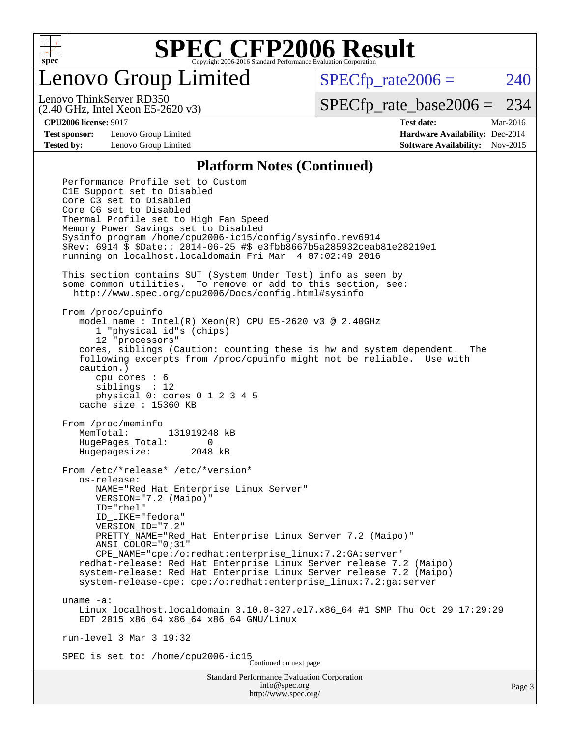# SPEC CFP2006 Result

Copyright 2006-2016 Standard Performance Evaluation Corporation

## Lenovo Group Limited

Lenovo ThinkServer RD350
(2.40 GHz, Intel Xeon E5-2620 v3)

SPECfp_rate2006 = 240

SPECfp_rate_base2006 = 234

**CPU2006 license:** 9017
**Test sponsor:** Lenovo Group Limited
**Tested by:** Lenovo Group Limited

**Test date:** Mar-2016
**Hardware Availability:** Dec-2014
**Software Availability:** Nov-2015

### Platform Notes (Continued)

```
Performance Profile set to Custom
C1E Support set to Disabled
Core C3 set to Disabled
Core C6 set to Disabled
Thermal Profile set to High Fan Speed
Memory Power Savings set to Disabled
Sysinfo program /home/cpu2006-ic15/config/sysinfo.rev6914
$Rev: 6914 $ $Date:: 2014-06-25 #$ e3fbb8667b5a285932ceab81e28219e1
running on localhost.localdomain Fri Mar  4 07:02:49 2016

This section contains SUT (System Under Test) info as seen by
some common utilities.  To remove or add to this section, see:
  http://www.spec.org/cpu2006/Docs/config.html#sysinfo

From /proc/cpuinfo
   model name : Intel(R) Xeon(R) CPU E5-2620 v3 @ 2.40GHz
      1 "physical id"s (chips)
      12 "processors"
   cores, siblings (Caution: counting these is hw and system dependent.  The
   following excerpts from /proc/cpuinfo might not be reliable.  Use with
   caution.)
      cpu cores : 6
      siblings  : 12
      physical 0: cores 0 1 2 3 4 5
   cache size : 15360 KB

From /proc/meminfo
   MemTotal:       131919248 kB
   HugePages_Total:       0
   Hugepagesize:       2048 kB

From /etc/*release* /etc/*version*
   os-release:
      NAME="Red Hat Enterprise Linux Server"
      VERSION="7.2 (Maipo)"
      ID="rhel"
      ID_LIKE="fedora"
      VERSION_ID="7.2"
      PRETTY_NAME="Red Hat Enterprise Linux Server 7.2 (Maipo)"
      ANSI_COLOR="0;31"
      CPE_NAME="cpe:/o:redhat:enterprise_linux:7.2:GA:server"
   redhat-release: Red Hat Enterprise Linux Server release 7.2 (Maipo)
   system-release: Red Hat Enterprise Linux Server release 7.2 (Maipo)
   system-release-cpe: cpe:/o:redhat:enterprise_linux:7.2:ga:server

uname -a:
   Linux localhost.localdomain 3.10.0-327.el7.x86_64 #1 SMP Thu Oct 29 17:29:29
   EDT 2015 x86_64 x86_64 x86_64 GNU/Linux

run-level 3 Mar 3 19:32

SPEC is set to: /home/cpu2006-ic15
```

Continued on next page

Standard Performance Evaluation Corporation
info@spec.org
http://www.spec.org/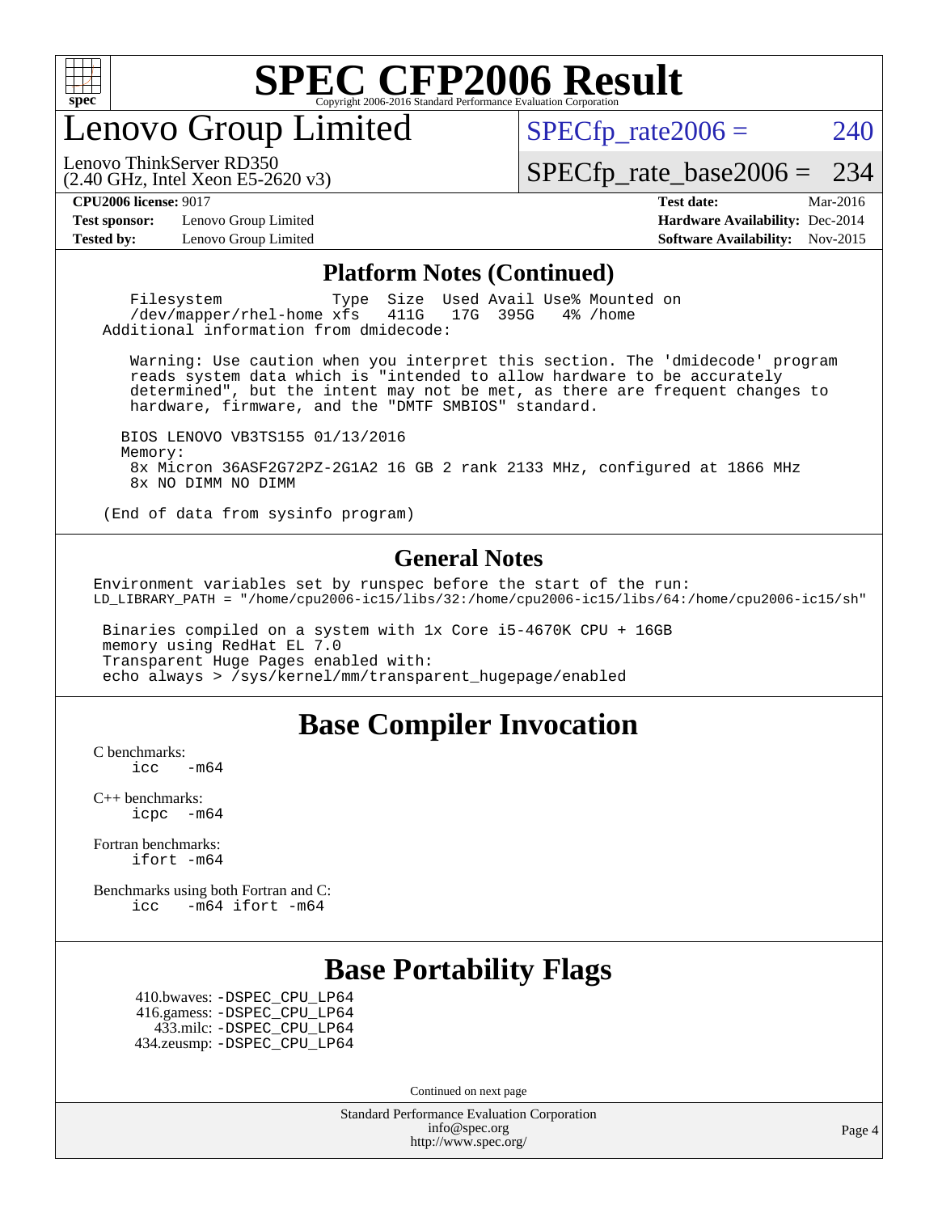# Lenovo Group Limited

Lenovo ThinkServer RD350
(2.40 GHz, Intel Xeon E5-2620 v3)

SPECfp_rate2006 = 240

SPECfp_rate_base2006 = 234

**CPU2006 license:** 9017
**Test sponsor:** Lenovo Group Limited
**Tested by:** Lenovo Group Limited

**Test date:** Mar-2016
**Hardware Availability:** Dec-2014
**Software Availability:** Nov-2015

## Platform Notes (Continued)

```
   Filesystem            Type  Size  Used Avail Use% Mounted on
   /dev/mapper/rhel-home xfs   411G   17G  395G   4% /home
Additional information from dmidecode:

   Warning: Use caution when you interpret this section. The 'dmidecode' program
   reads system data which is "intended to allow hardware to be accurately
   determined", but the intent may not be met, as there are frequent changes to
   hardware, firmware, and the "DMTF SMBIOS" standard.

  BIOS LENOVO VB3TS155 01/13/2016
  Memory:
   8x Micron 36ASF2G72PZ-2G1A2 16 GB 2 rank 2133 MHz, configured at 1866 MHz
   8x NO DIMM NO DIMM

(End of data from sysinfo program)
```

## General Notes

```
Environment variables set by runspec before the start of the run:
LD_LIBRARY_PATH = "/home/cpu2006-ic15/libs/32:/home/cpu2006-ic15/libs/64:/home/cpu2006-ic15/sh"

 Binaries compiled on a system with 1x Core i5-4670K CPU + 16GB
 memory using RedHat EL 7.0
 Transparent Huge Pages enabled with:
 echo always > /sys/kernel/mm/transparent_hugepage/enabled
```

## Base Compiler Invocation

C benchmarks:
icc -m64

C++ benchmarks:
icpc -m64

Fortran benchmarks:
ifort -m64

Benchmarks using both Fortran and C:
icc -m64 ifort -m64

## Base Portability Flags

410.bwaves: -DSPEC_CPU_LP64
416.gamess: -DSPEC_CPU_LP64
433.milc: -DSPEC_CPU_LP64
434.zeusmp: -DSPEC_CPU_LP64

Continued on next page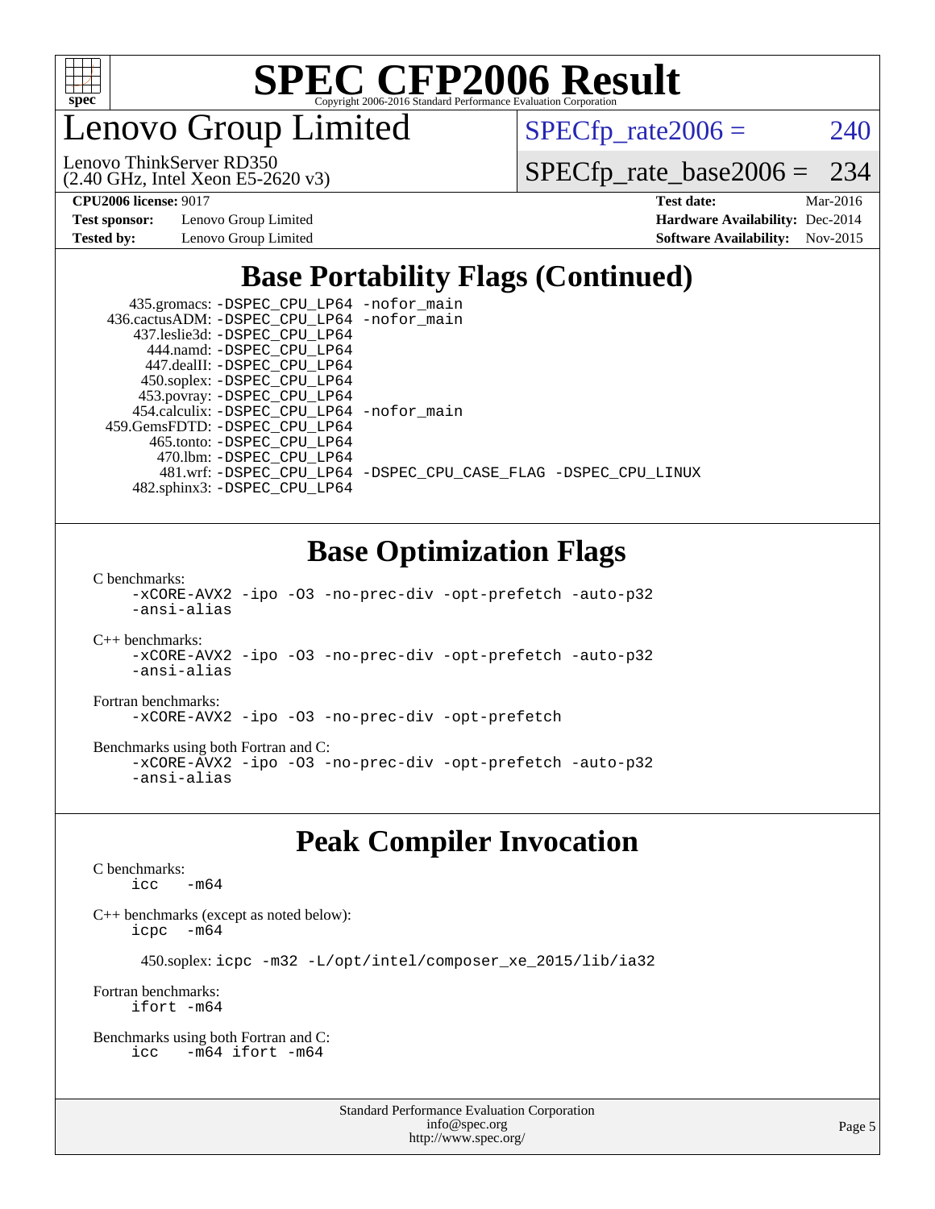# SPEC CFP2006 Result

Copyright 2006-2016 Standard Performance Evaluation Corporation

## Lenovo Group Limited

Lenovo ThinkServer RD350
(2.40 GHz, Intel Xeon E5-2620 v3)

SPECfp_rate2006 = 240

SPECfp_rate_base2006 = 234

| | | | |
|---|---|---|---|
| **CPU2006 license:** 9017 | | **Test date:** | Mar-2016 |
| **Test sponsor:** | Lenovo Group Limited | **Hardware Availability:** | Dec-2014 |
| **Tested by:** | Lenovo Group Limited | **Software Availability:** | Nov-2015 |

## Base Portability Flags (Continued)

```
    435.gromacs: -DSPEC_CPU_LP64 -nofor_main
 436.cactusADM: -DSPEC_CPU_LP64 -nofor_main
   437.leslie3d: -DSPEC_CPU_LP64
      444.namd: -DSPEC_CPU_LP64
     447.dealII: -DSPEC_CPU_LP64
    450.soplex: -DSPEC_CPU_LP64
    453.povray: -DSPEC_CPU_LP64
   454.calculix: -DSPEC_CPU_LP64 -nofor_main
 459.GemsFDTD: -DSPEC_CPU_LP64
      465.tonto: -DSPEC_CPU_LP64
       470.lbm: -DSPEC_CPU_LP64
       481.wrf: -DSPEC_CPU_LP64 -DSPEC_CPU_CASE_FLAG -DSPEC_CPU_LINUX
   482.sphinx3: -DSPEC_CPU_LP64
```

## Base Optimization Flags

C benchmarks:
```
-xCORE-AVX2 -ipo -O3 -no-prec-div -opt-prefetch -auto-p32
-ansi-alias
```

C++ benchmarks:
```
-xCORE-AVX2 -ipo -O3 -no-prec-div -opt-prefetch -auto-p32
-ansi-alias
```

Fortran benchmarks:
```
-xCORE-AVX2 -ipo -O3 -no-prec-div -opt-prefetch
```

Benchmarks using both Fortran and C:
```
-xCORE-AVX2 -ipo -O3 -no-prec-div -opt-prefetch -auto-p32
-ansi-alias
```

## Peak Compiler Invocation

C benchmarks:
```
icc   -m64
```

C++ benchmarks (except as noted below):
```
icpc  -m64
```

450.soplex: `icpc -m32 -L/opt/intel/composer_xe_2015/lib/ia32`

Fortran benchmarks:
```
ifort -m64
```

Benchmarks using both Fortran and C:
```
icc   -m64 ifort -m64
```

Standard Performance Evaluation Corporation
info@spec.org
http://www.spec.org/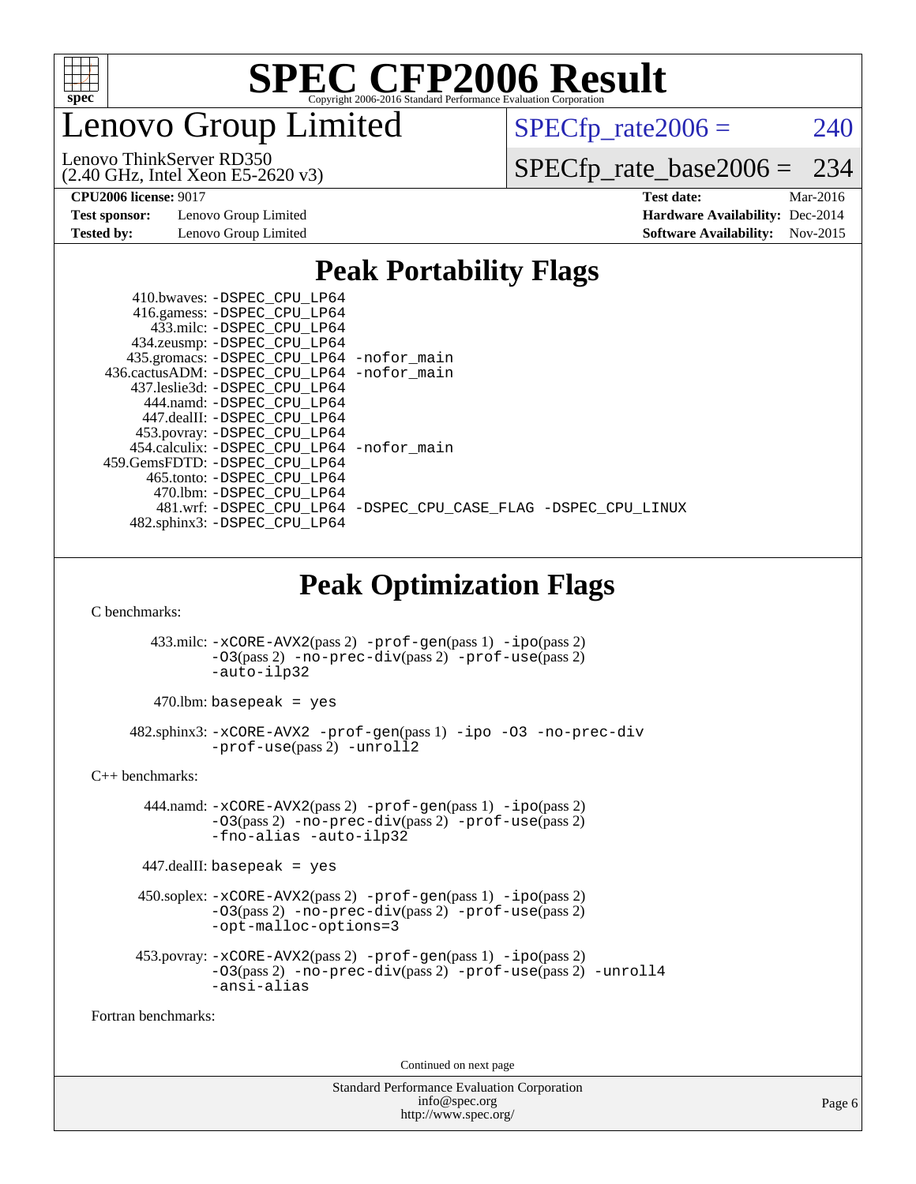# SPEC CFP2006 Result

Copyright 2006-2016 Standard Performance Evaluation Corporation

# Lenovo Group Limited

Lenovo ThinkServer RD350
(2.40 GHz, Intel Xeon E5-2620 v3)

SPECfp_rate2006 = 240

SPECfp_rate_base2006 = 234

| | | | |
|---|---|---|---|
| **CPU2006 license:** 9017 | | **Test date:** | Mar-2016 |
| **Test sponsor:** | Lenovo Group Limited | **Hardware Availability:** | Dec-2014 |
| **Tested by:** | Lenovo Group Limited | **Software Availability:** | Nov-2015 |

## Peak Portability Flags

410.bwaves: -DSPEC_CPU_LP64
416.gamess: -DSPEC_CPU_LP64
433.milc: -DSPEC_CPU_LP64
434.zeusmp: -DSPEC_CPU_LP64
435.gromacs: -DSPEC_CPU_LP64 -nofor_main
436.cactusADM: -DSPEC_CPU_LP64 -nofor_main
437.leslie3d: -DSPEC_CPU_LP64
444.namd: -DSPEC_CPU_LP64
447.dealII: -DSPEC_CPU_LP64
453.povray: -DSPEC_CPU_LP64
454.calculix: -DSPEC_CPU_LP64 -nofor_main
459.GemsFDTD: -DSPEC_CPU_LP64
465.tonto: -DSPEC_CPU_LP64
470.lbm: -DSPEC_CPU_LP64
481.wrf: -DSPEC_CPU_LP64 -DSPEC_CPU_CASE_FLAG -DSPEC_CPU_LINUX
482.sphinx3: -DSPEC_CPU_LP64

## Peak Optimization Flags

C benchmarks:

433.milc: -xCORE-AVX2(pass 2) -prof-gen(pass 1) -ipo(pass 2) -O3(pass 2) -no-prec-div(pass 2) -prof-use(pass 2) -auto-ilp32

470.lbm: basepeak = yes

482.sphinx3: -xCORE-AVX2 -prof-gen(pass 1) -ipo -O3 -no-prec-div -prof-use(pass 2) -unroll2

C++ benchmarks:

444.namd: -xCORE-AVX2(pass 2) -prof-gen(pass 1) -ipo(pass 2) -O3(pass 2) -no-prec-div(pass 2) -prof-use(pass 2) -fno-alias -auto-ilp32

447.dealII: basepeak = yes

450.soplex: -xCORE-AVX2(pass 2) -prof-gen(pass 1) -ipo(pass 2) -O3(pass 2) -no-prec-div(pass 2) -prof-use(pass 2) -opt-malloc-options=3

453.povray: -xCORE-AVX2(pass 2) -prof-gen(pass 1) -ipo(pass 2) -O3(pass 2) -no-prec-div(pass 2) -prof-use(pass 2) -unroll4 -ansi-alias

Fortran benchmarks:

Continued on next page

Standard Performance Evaluation Corporation
info@spec.org
http://www.spec.org/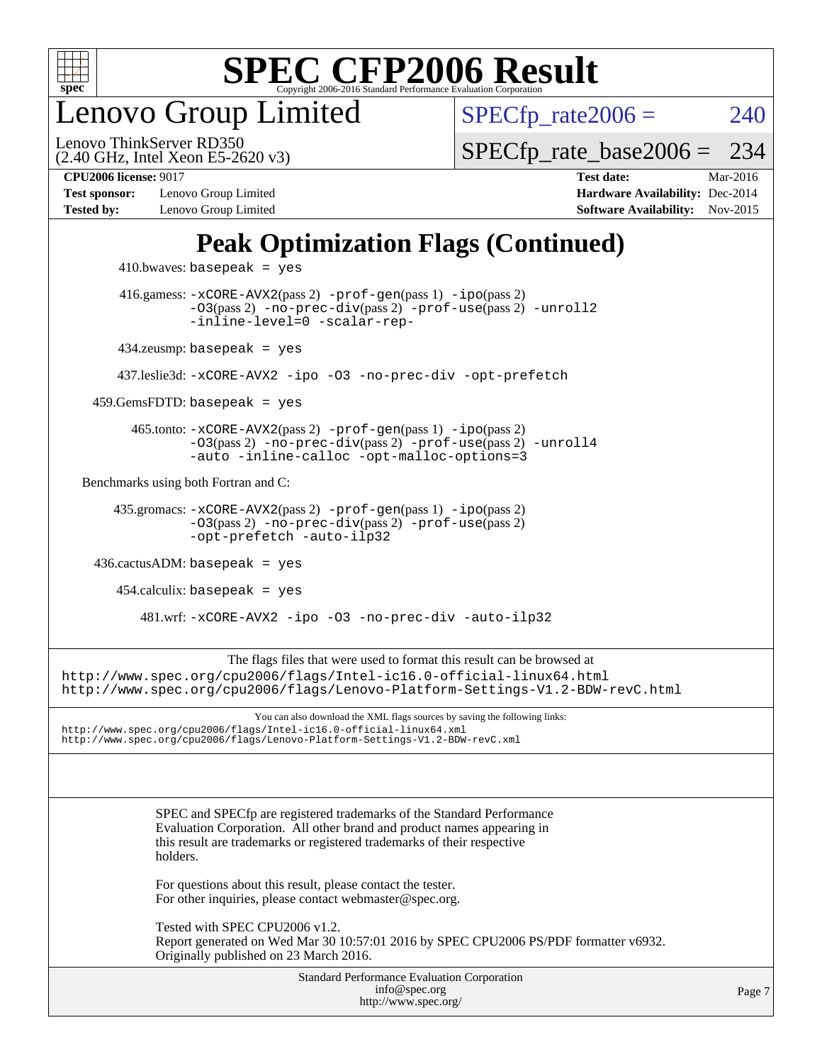## Peak Optimization Flags (Continued)

410.bwaves: basepeak = yes

416.gamess: -xCORE-AVX2(pass 2) -prof-gen(pass 1) -ipo(pass 2) -O3(pass 2) -no-prec-div(pass 2) -prof-use(pass 2) -unroll2 -inline-level=0 -scalar-rep-

434.zeusmp: basepeak = yes

437.leslie3d: -xCORE-AVX2 -ipo -O3 -no-prec-div -opt-prefetch

459.GemsFDTD: basepeak = yes

465.tonto: -xCORE-AVX2(pass 2) -prof-gen(pass 1) -ipo(pass 2) -O3(pass 2) -no-prec-div(pass 2) -prof-use(pass 2) -unroll4 -auto -inline-calloc -opt-malloc-options=3

Benchmarks using both Fortran and C:

435.gromacs: -xCORE-AVX2(pass 2) -prof-gen(pass 1) -ipo(pass 2) -O3(pass 2) -no-prec-div(pass 2) -prof-use(pass 2) -opt-prefetch -auto-ilp32

436.cactusADM: basepeak = yes

454.calculix: basepeak = yes

481.wrf: -xCORE-AVX2 -ipo -O3 -no-prec-div -auto-ilp32

The flags files that were used to format this result can be browsed at
http://www.spec.org/cpu2006/flags/Intel-ic16.0-official-linux64.html
http://www.spec.org/cpu2006/flags/Lenovo-Platform-Settings-V1.2-BDW-revC.html

You can also download the XML flags sources by saving the following links:
http://www.spec.org/cpu2006/flags/Intel-ic16.0-official-linux64.xml
http://www.spec.org/cpu2006/flags/Lenovo-Platform-Settings-V1.2-BDW-revC.xml

SPEC and SPECfp are registered trademarks of the Standard Performance Evaluation Corporation. All other brand and product names appearing in this result are trademarks or registered trademarks of their respective holders.

For questions about this result, please contact the tester.
For other inquiries, please contact webmaster@spec.org.

Tested with SPEC CPU2006 v1.2.
Report generated on Wed Mar 30 10:57:01 2016 by SPEC CPU2006 PS/PDF formatter v6932.
Originally published on 23 March 2016.